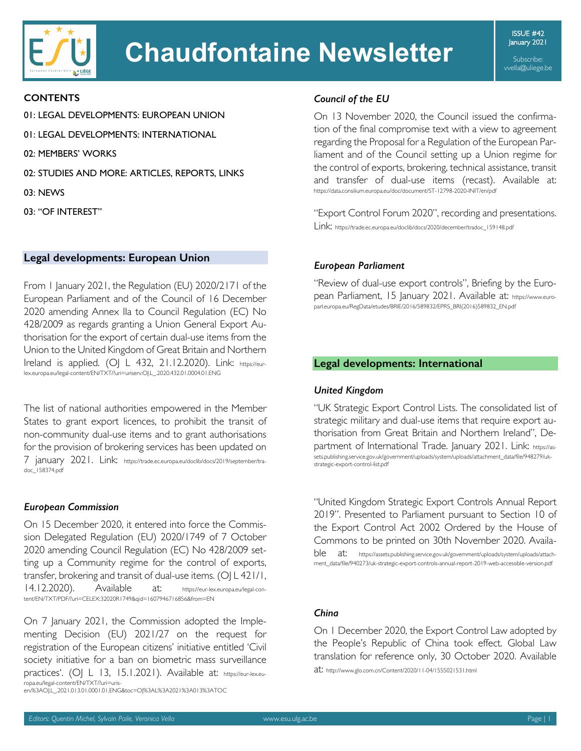# Chaudfontaine Newsletter

ISSUE #42
January 2021

Subscribe:
vvella@uliege.be

**CONTENTS**

01: LEGAL DEVELOPMENTS: EUROPEAN UNION

01: LEGAL DEVELOPMENTS: INTERNATIONAL

02: MEMBERS' WORKS

02: STUDIES AND MORE: ARTICLES, REPORTS, LINKS

03: NEWS

03: "OF INTEREST"

## Legal developments: European Union

From 1 January 2021, the Regulation (EU) 2020/2171 of the European Parliament and of the Council of 16 December 2020 amending Annex IIa to Council Regulation (EC) No 428/2009 as regards granting a Union General Export Authorisation for the export of certain dual-use items from the Union to the United Kingdom of Great Britain and Northern Ireland is applied. (OJ L 432, 21.12.2020). Link: https://eur-lex.europa.eu/legal-content/EN/TXT/?uri=uriserv:OJ.L_.2020.432.01.0004.01.ENG

The list of national authorities empowered in the Member States to grant export licences, to prohibit the transit of non-community dual-use items and to grant authorisations for the provision of brokering services has been updated on 7 january 2021. Link: https://trade.ec.europa.eu/doclib/docs/2019/september/tradoc_158374.pdf

### *European Commission*

On 15 December 2020, it entered into force the Commission Delegated Regulation (EU) 2020/1749 of 7 October 2020 amending Council Regulation (EC) No 428/2009 setting up a Community regime for the control of exports, transfer, brokering and transit of dual-use items. (OJ L 421/1, 14.12.2020). Available at: https://eur-lex.europa.eu/legal-content/EN/TXT/PDF/?uri=CELEX:32020R1749&qid=1607946716856&from=EN

On 7 January 2021, the Commission adopted the Implementing Decision (EU) 2021/27 on the request for registration of the European citizens' initiative entitled 'Civil society initiative for a ban on biometric mass surveillance practices'. (OJ L 13, 15.1.2021). Available at: https://eur-lex.europa.eu/legal-content/EN/TXT/?uri=uriserv%3AOJ.L_.2021.013.01.0001.01.ENG&toc=OJ%3AL%3A2021%3A013%3ATOC

### *Council of the EU*

On 13 November 2020, the Council issued the confirmation of the final compromise text with a view to agreement regarding the Proposal for a Regulation of the European Parliament and of the Council setting up a Union regime for the control of exports, brokering, technical assistance, transit and transfer of dual-use items (recast). Available at: https://data.consilium.europa.eu/doc/document/ST-12798-2020-INIT/en/pdf

"Export Control Forum 2020", recording and presentations. Link: https://trade.ec.europa.eu/doclib/docs/2020/december/tradoc_159148.pdf

### *European Parliament*

"Review of dual-use export controls", Briefing by the European Parliament, 15 January 2021. Available at: https://www.europarl.europa.eu/RegData/etudes/BRIE/2016/589832/EPRS_BRI(2016)589832_EN.pdf

## Legal developments: International

### *United Kingdom*

"UK Strategic Export Control Lists. The consolidated list of strategic military and dual-use items that require export authorisation from Great Britain and Northern Ireland", Department of International Trade. January 2021. Link: https://assets.publishing.service.gov.uk/government/uploads/system/uploads/attachment_data/file/948279/uk-strategic-export-control-list.pdf

"United Kingdom Strategic Export Controls Annual Report 2019". Presented to Parliament pursuant to Section 10 of the Export Control Act 2002 Ordered by the House of Commons to be printed on 30th November 2020. Available at: https://assets.publishing.service.gov.uk/government/uploads/system/uploads/attachment_data/file/940273/uk-strategic-export-controls-annual-report-2019-web-accessible-version.pdf

### *China*

On 1 December 2020, the Export Control Law adopted by the People's Republic of China took effect. Global Law translation for reference only, 30 October 2020. Available at: http://www.glo.com.cn/Content/2020/11-04/1555021531.html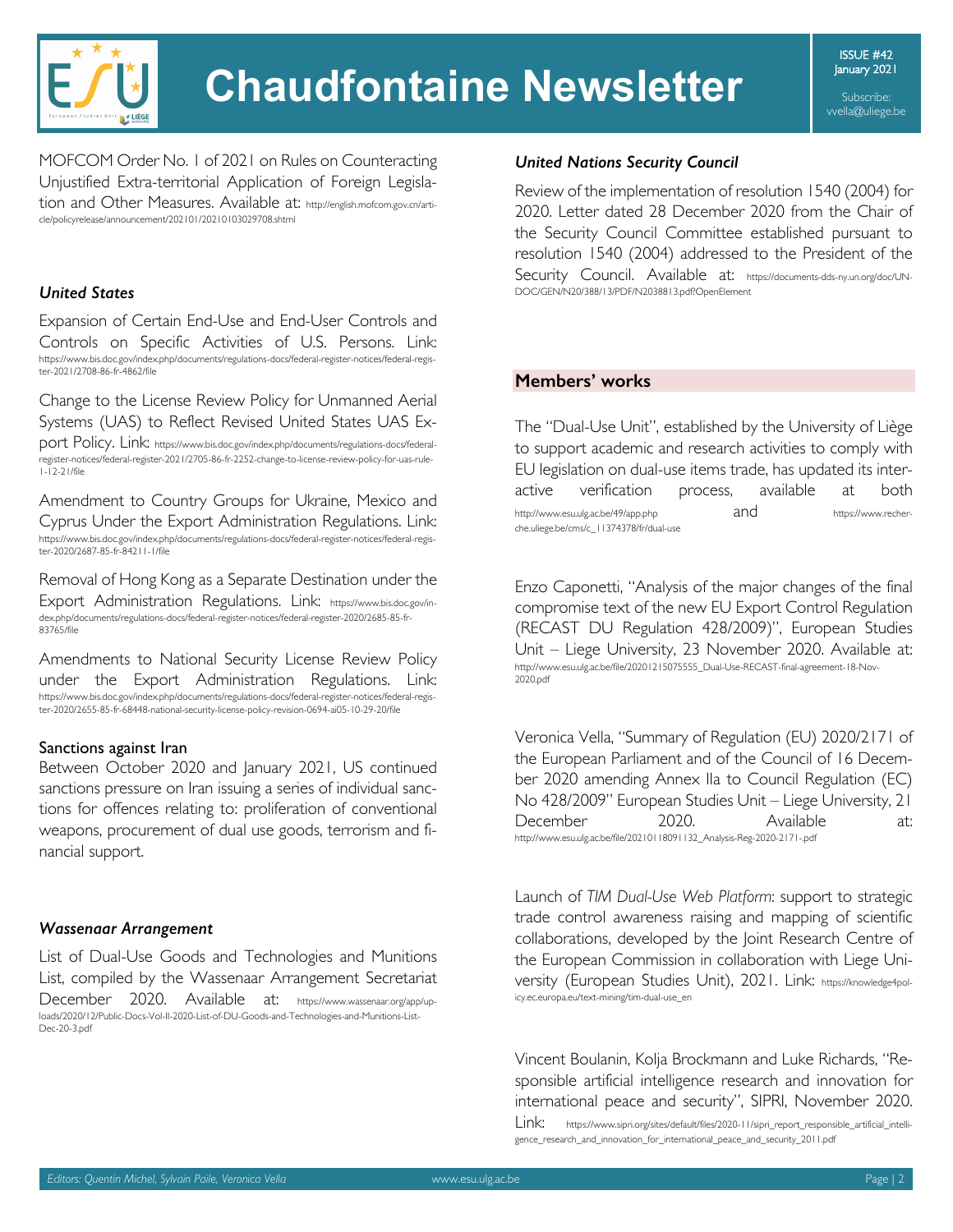MOFCOM Order No. 1 of 2021 on Rules on Counteracting Unjustified Extra-territorial Application of Foreign Legislation and Other Measures. Available at: http://english.mofcom.gov.cn/article/policyrelease/announcement/202101/20210103029708.shtml

### *United States*

Expansion of Certain End-Use and End-User Controls and Controls on Specific Activities of U.S. Persons. Link: https://www.bis.doc.gov/index.php/documents/regulations-docs/federal-register-notices/federal-register-2021/2708-86-fr-4862/file

Change to the License Review Policy for Unmanned Aerial Systems (UAS) to Reflect Revised United States UAS Export Policy. Link: https://www.bis.doc.gov/index.php/documents/regulations-docs/federal-register-notices/federal-register-2021/2705-86-fr-2252-change-to-license-review-policy-for-uas-rule-1-12-21/file

Amendment to Country Groups for Ukraine, Mexico and Cyprus Under the Export Administration Regulations. Link: https://www.bis.doc.gov/index.php/documents/regulations-docs/federal-register-notices/federal-register-2020/2687-85-fr-84211-1/file

Removal of Hong Kong as a Separate Destination under the Export Administration Regulations. Link: https://www.bis.doc.gov/index.php/documents/regulations-docs/federal-register-notices/federal-register-2020/2685-85-fr-83765/file

Amendments to National Security License Review Policy under the Export Administration Regulations. Link: https://www.bis.doc.gov/index.php/documents/regulations-docs/federal-register-notices/federal-register-2020/2655-85-fr-68448-national-security-license-policy-revision-0694-ai05-10-29-20/file

**Sanctions against Iran**

Between October 2020 and January 2021, US continued sanctions pressure on Iran issuing a series of individual sanctions for offences relating to: proliferation of conventional weapons, procurement of dual use goods, terrorism and financial support.

### *Wassenaar Arrangement*

List of Dual-Use Goods and Technologies and Munitions List, compiled by the Wassenaar Arrangement Secretariat December 2020. Available at: https://www.wassenaar.org/app/uploads/2020/12/Public-Docs-Vol-II-2020-List-of-DU-Goods-and-Technologies-and-Munitions-List-Dec-20-3.pdf

### *United Nations Security Council*

Review of the implementation of resolution 1540 (2004) for 2020. Letter dated 28 December 2020 from the Chair of the Security Council Committee established pursuant to resolution 1540 (2004) addressed to the President of the Security Council. Available at: https://documents-dds-ny.un.org/doc/UNDOC/GEN/N20/388/13/PDF/N2038813.pdf?OpenElement

## Members' works

The "Dual-Use Unit", established by the University of Liège to support academic and research activities to comply with EU legislation on dual-use items trade, has updated its interactive verification process, available at both http://www.esu.ulg.ac.be/49/app.php and https://www.recherche.uliege.be/cms/c_11374378/fr/dual-use

Enzo Caponetti, "Analysis of the major changes of the final compromise text of the new EU Export Control Regulation (RECAST DU Regulation 428/2009)", European Studies Unit – Liege University, 23 November 2020. Available at: http://www.esu.ulg.ac.be/file/20201215075555_Dual-Use-RECAST-final-agreement-18-Nov-2020.pdf

Veronica Vella, "Summary of Regulation (EU) 2020/2171 of the European Parliament and of the Council of 16 December 2020 amending Annex IIa to Council Regulation (EC) No 428/2009" European Studies Unit – Liege University, 21 December 2020. Available at: http://www.esu.ulg.ac.be/file/20210118091132_Analysis-Reg-2020-2171-.pdf

Launch of *TIM Dual-Use Web Platform*: support to strategic trade control awareness raising and mapping of scientific collaborations, developed by the Joint Research Centre of the European Commission in collaboration with Liege University (European Studies Unit), 2021. Link: https://knowledge4policy.ec.europa.eu/text-mining/tim-dual-use_en

Vincent Boulanin, Kolja Brockmann and Luke Richards, "Responsible artificial intelligence research and innovation for international peace and security", SIPRI, November 2020. Link: https://www.sipri.org/sites/default/files/2020-11/sipri_report_responsible_artificial_intelligence_research_and_innovation_for_international_peace_and_security_2011.pdf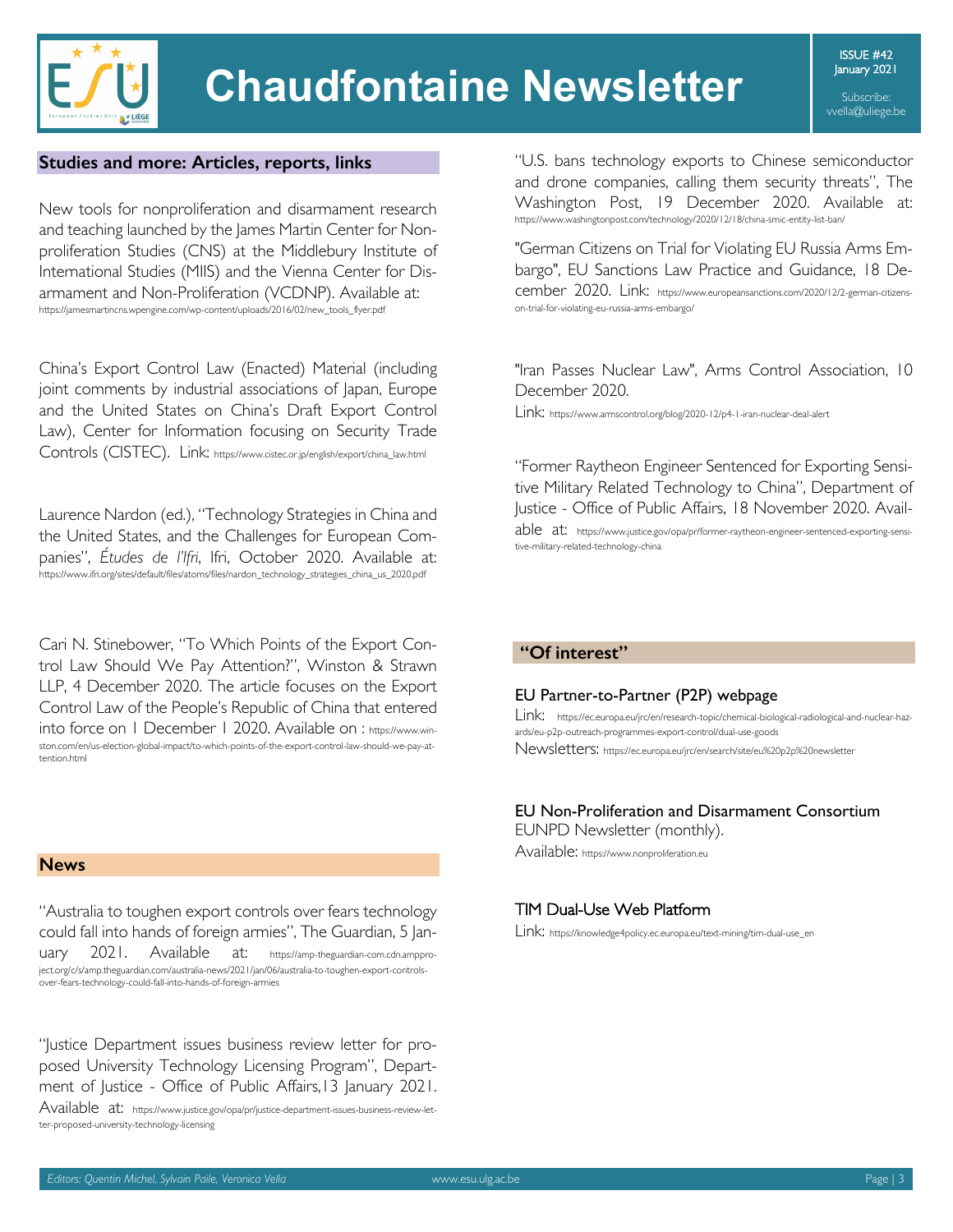## Studies and more: Articles, reports, links

New tools for nonproliferation and disarmament research and teaching launched by the James Martin Center for Non-proliferation Studies (CNS) at the Middlebury Institute of International Studies (MIIS) and the Vienna Center for Disarmament and Non-Proliferation (VCDNP). Available at: https://jamesmartincns.wpengine.com/wp-content/uploads/2016/02/new_tools_flyer.pdf

China's Export Control Law (Enacted) Material (including joint comments by industrial associations of Japan, Europe and the United States on China's Draft Export Control Law), Center for Information focusing on Security Trade Controls (CISTEC). Link: https://www.cistec.or.jp/english/export/china_law.html

Laurence Nardon (ed.), "Technology Strategies in China and the United States, and the Challenges for European Companies", *Études de l'Ifri*, Ifri, October 2020. Available at: https://www.ifri.org/sites/default/files/atoms/files/nardon_technology_strategies_china_us_2020.pdf

Cari N. Stinebower, "To Which Points of the Export Control Law Should We Pay Attention?", Winston & Strawn LLP, 4 December 2020. The article focuses on the Export Control Law of the People's Republic of China that entered into force on 1 December 1 2020. Available on : https://www.winston.com/en/us-election-global-impact/to-which-points-of-the-export-control-law-should-we-pay-attention.html

## News

"Australia to toughen export controls over fears technology could fall into hands of foreign armies", The Guardian, 5 January 2021. Available at: https://amp-theguardian-com.cdn.ampproject.org/c/s/amp.theguardian.com/australia-news/2021/jan/06/australia-to-toughen-export-controls-over-fears-technology-could-fall-into-hands-of-foreign-armies

"Justice Department issues business review letter for proposed University Technology Licensing Program", Department of Justice - Office of Public Affairs,13 January 2021. Available at: https://www.justice.gov/opa/pr/justice-department-issues-business-review-letter-proposed-university-technology-licensing

"U.S. bans technology exports to Chinese semiconductor and drone companies, calling them security threats", The Washington Post, 19 December 2020. Available at: https://www.washingtonpost.com/technology/2020/12/18/china-smic-entity-list-ban/

"German Citizens on Trial for Violating EU Russia Arms Embargo", EU Sanctions Law Practice and Guidance, 18 December 2020. Link: https://www.europeansanctions.com/2020/12/2-german-citizens-on-trial-for-violating-eu-russia-arms-embargo/

"Iran Passes Nuclear Law", Arms Control Association, 10 December 2020.
Link: https://www.armscontrol.org/blog/2020-12/p4-1-iran-nuclear-deal-alert

"Former Raytheon Engineer Sentenced for Exporting Sensitive Military Related Technology to China", Department of Justice - Office of Public Affairs, 18 November 2020. Available at: https://www.justice.gov/opa/pr/former-raytheon-engineer-sentenced-exporting-sensitive-military-related-technology-china

## "Of interest"

**EU Partner-to-Partner (P2P) webpage**

Link: https://ec.europa.eu/jrc/en/research-topic/chemical-biological-radiological-and-nuclear-hazards/eu-p2p-outreach-programmes-export-control/dual-use-goods

Newsletters: https://ec.europa.eu/jrc/en/search/site/eu%20p2p%20newsletter

**EU Non-Proliferation and Disarmament Consortium**

EUNPD Newsletter (monthly).

Available: https://www.nonproliferation.eu

**TIM Dual-Use Web Platform**

Link: https://knowledge4policy.ec.europa.eu/text-mining/tim-dual-use_en